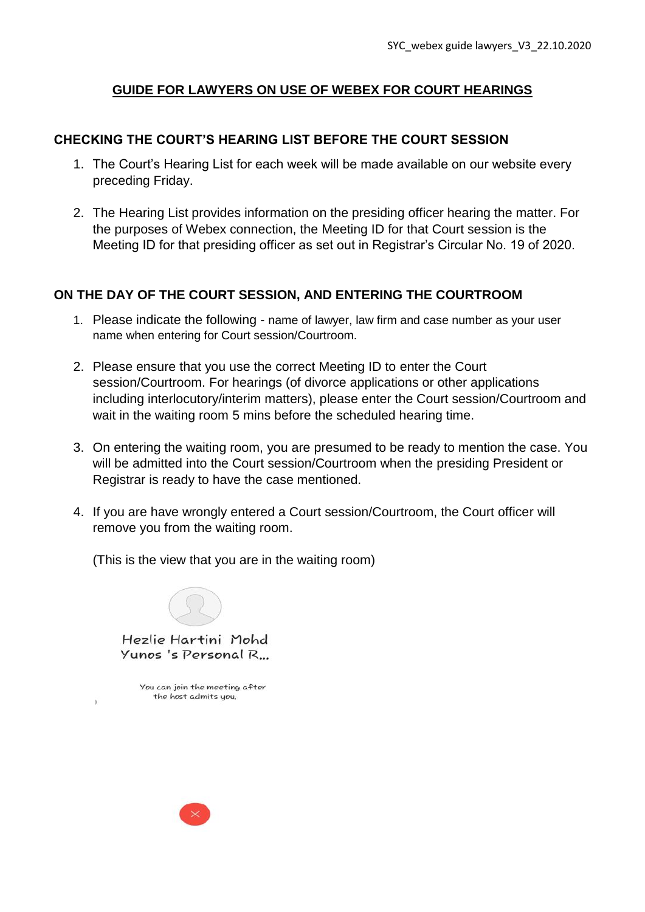# GUIDE FOR LAWYERS ON USE OF WEBEX FOR COURT HEARINGS

## CHECKING THE COURT'S HEARING LIST BEFORE THE COURT SESSION

1. The Court's Hearing List for each week will be made available on our website every preceding Friday.

2. The Hearing List provides information on the presiding officer hearing the matter. For the purposes of Webex connection, the Meeting ID for that Court session is the Meeting ID for that presiding officer as set out in Registrar's Circular No. 19 of 2020.

## ON THE DAY OF THE COURT SESSION, AND ENTERING THE COURTROOM

1. Please indicate the following - name of lawyer, law firm and case number as your user name when entering for Court session/Courtroom.

2. Please ensure that you use the correct Meeting ID to enter the Court session/Courtroom. For hearings (of divorce applications or other applications including interlocutory/interim matters), please enter the Court session/Courtroom and wait in the waiting room 5 mins before the scheduled hearing time.

3. On entering the waiting room, you are presumed to be ready to mention the case. You will be admitted into the Court session/Courtroom when the presiding President or Registrar is ready to have the case mentioned.

4. If you are have wrongly entered a Court session/Courtroom, the Court officer will remove you from the waiting room.

   (This is the view that you are in the waiting room)

   Hezlie Hartini Mohd Yunos 's Personal R...

   You can join the meeting after the host admits you.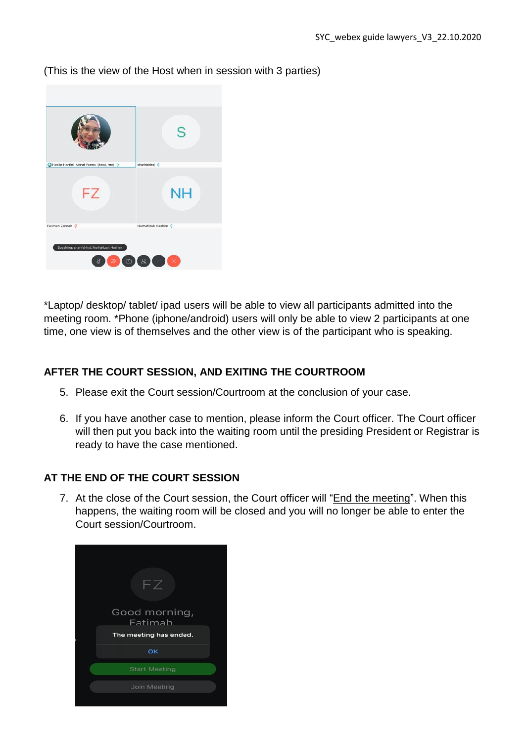(This is the view of the Host when in session with 3 parties)

*Laptop/ desktop/ tablet/ ipad users will be able to view all participants admitted into the meeting room. *Phone (iphone/android) users will only be able to view 2 participants at one time, one view is of themselves and the other view is of the participant who is speaking.

## AFTER THE COURT SESSION, AND EXITING THE COURTROOM

5. Please exit the Court session/Courtroom at the conclusion of your case.

6. If you have another case to mention, please inform the Court officer. The Court officer will then put you back into the waiting room until the presiding President or Registrar is ready to have the case mentioned.

## AT THE END OF THE COURT SESSION

7. At the close of the Court session, the Court officer will "End the meeting". When this happens, the waiting room will be closed and you will no longer be able to enter the Court session/Courtroom.